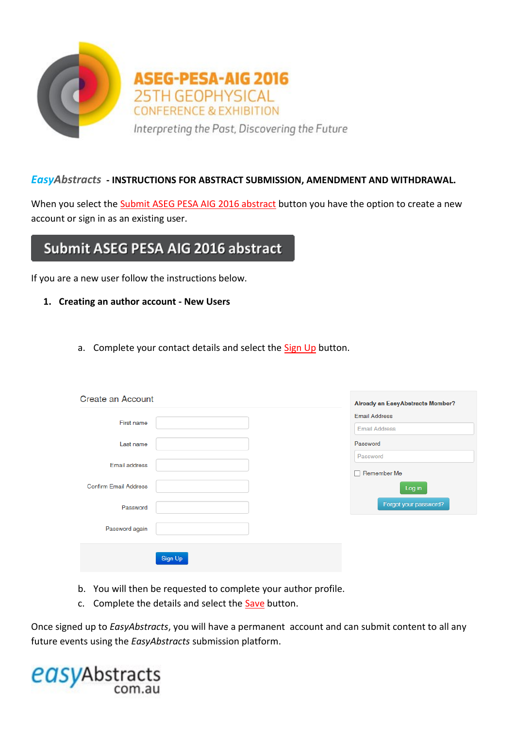# ASEG-PESA-AIG 2016

25TH GEOPHYSICAL

CONFERENCE & EXHIBITION

*Interpreting the Past, Discovering the Future*

## *EasyAbstracts* - INSTRUCTIONS FOR ABSTRACT SUBMISSION, AMENDMENT AND WITHDRAWAL.

When you select the Submit ASEG PESA AIG 2016 abstract button you have the option to create a new account or sign in as an existing user.

**Submit ASEG PESA AIG 2016 abstract**

If you are a new user follow the instructions below.

### 1. Creating an author account - New Users

a. Complete your contact details and select the Sign Up button.

**Create an Account**

First name

Last name

Email address

Confirm Email Address

Password

Password again

Sign Up

**Already an EasyAbstracts Member?**

Email Address

Password

Remember Me

Log in

Forgot your password?

b. You will then be requested to complete your author profile.

c. Complete the details and select the Save button.

Once signed up to *EasyAbstracts*, you will have a permanent account and can submit content to all any future events using the *EasyAbstracts* submission platform.

easyAbstracts com.au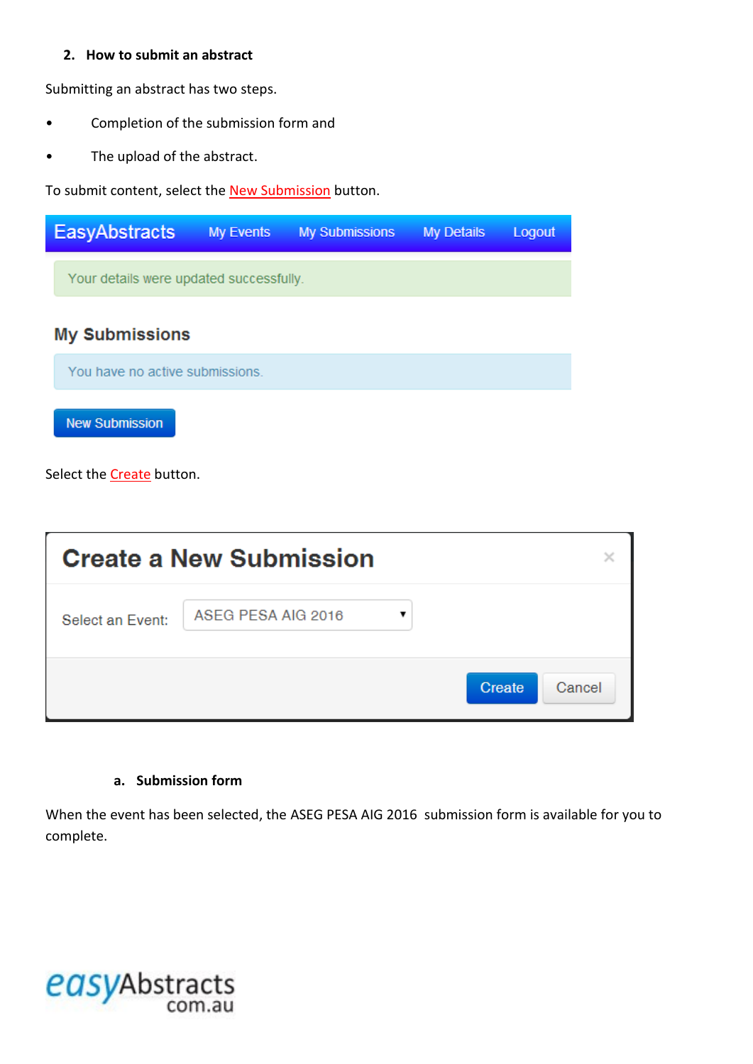## 2. How to submit an abstract

Submitting an abstract has two steps.

- Completion of the submission form and
- The upload of the abstract.

To submit content, select the New Submission button.

EasyAbstracts My Events My Submissions My Details Logout

Your details were updated successfully.

My Submissions

You have no active submissions.

New Submission

Select the Create button.

Create a New Submission

Select an Event: ASEG PESA AIG 2016

Create Cancel

### a. Submission form

When the event has been selected, the ASEG PESA AIG 2016 submission form is available for you to complete.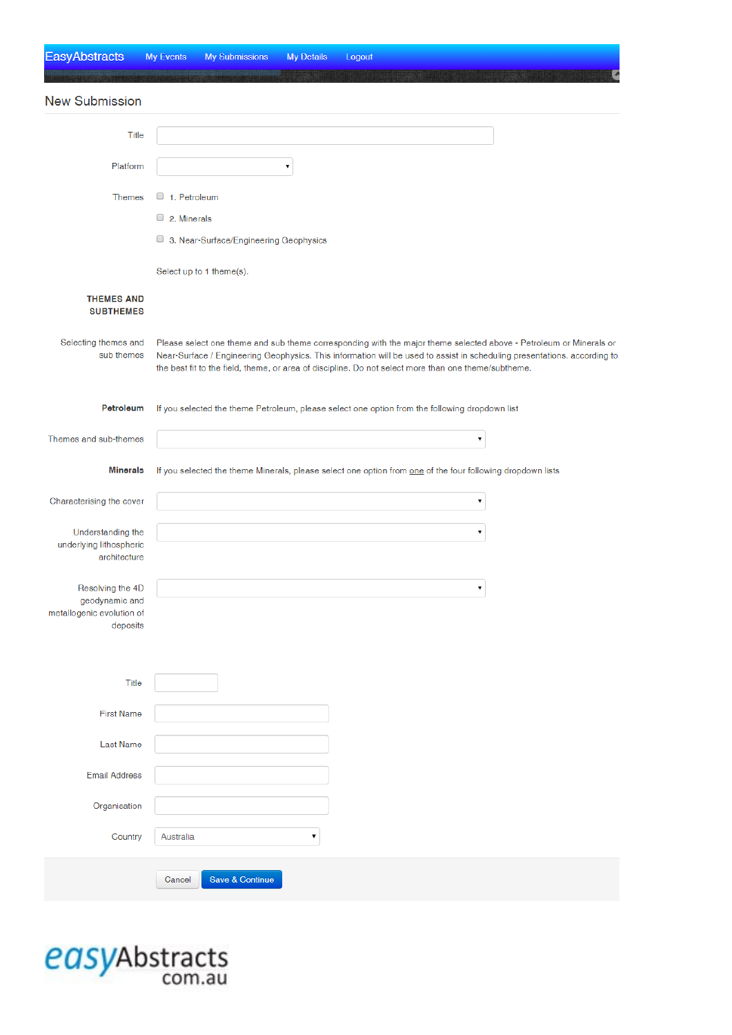EasyAbstracts My Events My Submissions My Details Logout

## New Submission

Title

Platform

Themes

- 1. Petroleum
- 2. Minerals
- 3. Near-Surface/Engineering Geophysics

Select up to 1 theme(s).

**THEMES AND SUBTHEMES**

Selecting themes and sub themes

Please select one theme and sub theme corresponding with the major theme selected above - Petroleum or Minerals or Near-Surface / Engineering Geophysics. This information will be used to assist in scheduling presentations. according to the best fit to the field, theme, or area of discipline. Do not select more than one theme/subtheme.

**Petroleum**

If you selected the theme Petroleum, please select one option from the following dropdown list

Themes and sub-themes

**Minerals**

If you selected the theme Minerals, please select one option from one of the four following dropdown lists

Characterising the cover

Understanding the underlying lithospheric architecture

Resolving the 4D geodynamic and metallogenic evolution of deposits

Title

First Name

Last Name

Email Address

Organisation

Country: Australia

Cancel | Save & Continue

easyAbstracts com.au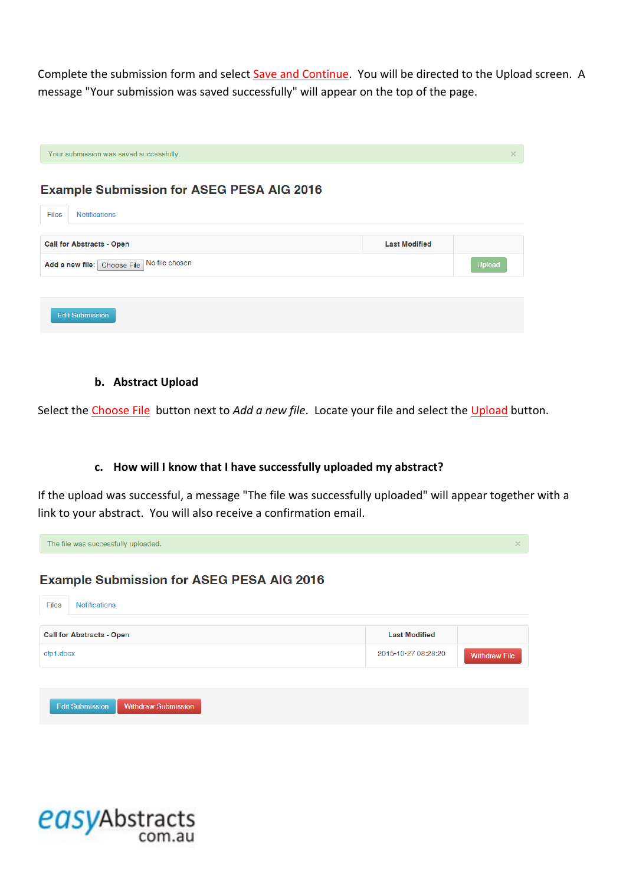Complete the submission form and select Save and Continue. You will be directed to the Upload screen. A message "Your submission was saved successfully" will appear on the top of the page.

Your submission was saved successfully.

### Example Submission for ASEG PESA AIG 2016

Files | Notifications

| Call for Abstracts - Open | Last Modified | |
|---|---|---|
| Add a new file: Choose File No file chosen | | Upload |

Edit Submission

#### b. Abstract Upload

Select the Choose File button next to *Add a new file*. Locate your file and select the Upload button.

#### c. How will I know that I have successfully uploaded my abstract?

If the upload was successful, a message "The file was successfully uploaded" will appear together with a link to your abstract. You will also receive a confirmation email.

The file was successfully uploaded.

### Example Submission for ASEG PESA AIG 2016

Files | Notifications

| Call for Abstracts - Open | Last Modified | |
|---|---|---|
| cfp1.docx | 2015-10-27 08:28:20 | Withdraw File |

Edit Submission | Withdraw Submission

easyAbstracts com.au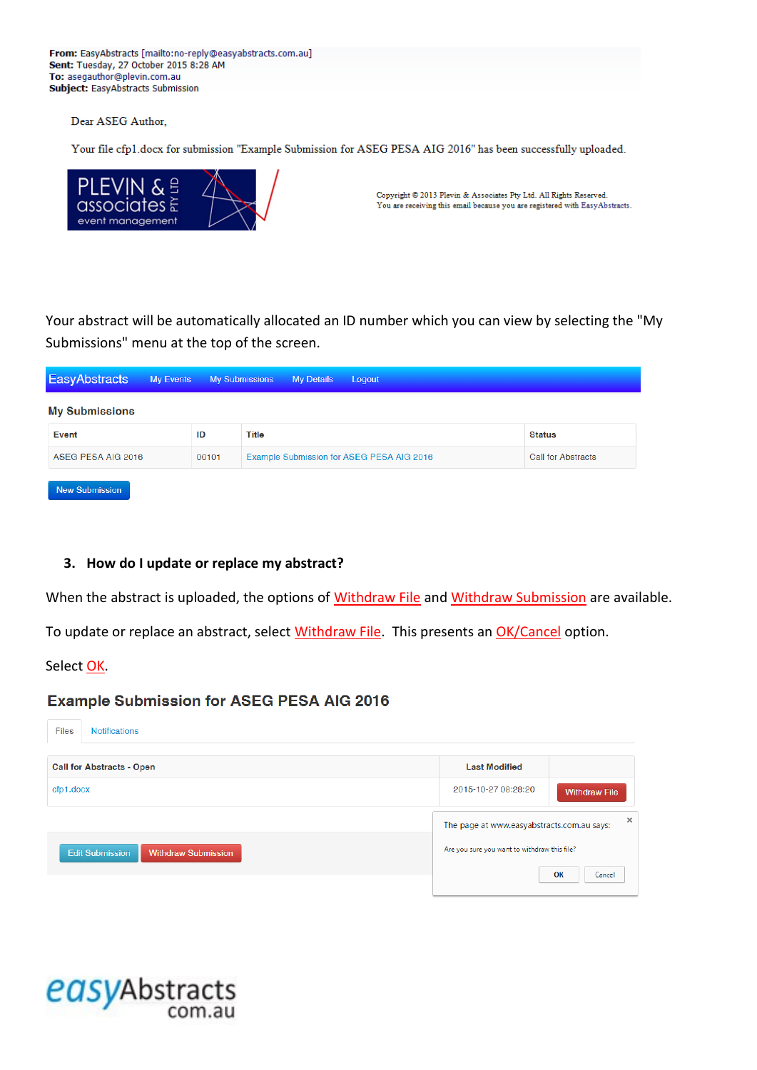**From:** EasyAbstracts [mailto:no-reply@easyabstracts.com.au]
**Sent:** Tuesday, 27 October 2015 8:28 AM
**To:** asegauthor@plevin.com.au
**Subject:** EasyAbstracts Submission

Dear ASEG Author,

Your file cfp1.docx for submission "Example Submission for ASEG PESA AIG 2016" has been successfully uploaded.

PLEVIN & associates PTY LTD event management

Copyright © 2013 Plevin & Associates Pty Ltd. All Rights Reserved.
You are receiving this email because you are registered with EasyAbstracts.

Your abstract will be automatically allocated an ID number which you can view by selecting the "My Submissions" menu at the top of the screen.

EasyAbstracts | My Events | My Submissions | My Details | Logout

**My Submissions**

| Event | ID | Title | Status |
|---|---|---|---|
| ASEG PESA AIG 2016 | 00101 | Example Submission for ASEG PESA AIG 2016 | Call for Abstracts |

New Submission

### 3. How do I update or replace my abstract?

When the abstract is uploaded, the options of Withdraw File and Withdraw Submission are available.

To update or replace an abstract, select Withdraw File. This presents an OK/Cancel option.

Select OK.

**Example Submission for ASEG PESA AIG 2016**

Files | Notifications

| Call for Abstracts - Open | Last Modified | |
|---|---|---|
| cfp1.docx | 2015-10-27 08:28:20 | Withdraw File |

Edit Submission | Withdraw Submission

The page at www.easyabstracts.com.au says:

Are you sure you want to withdraw this file?

OK | Cancel

easyAbstracts com.au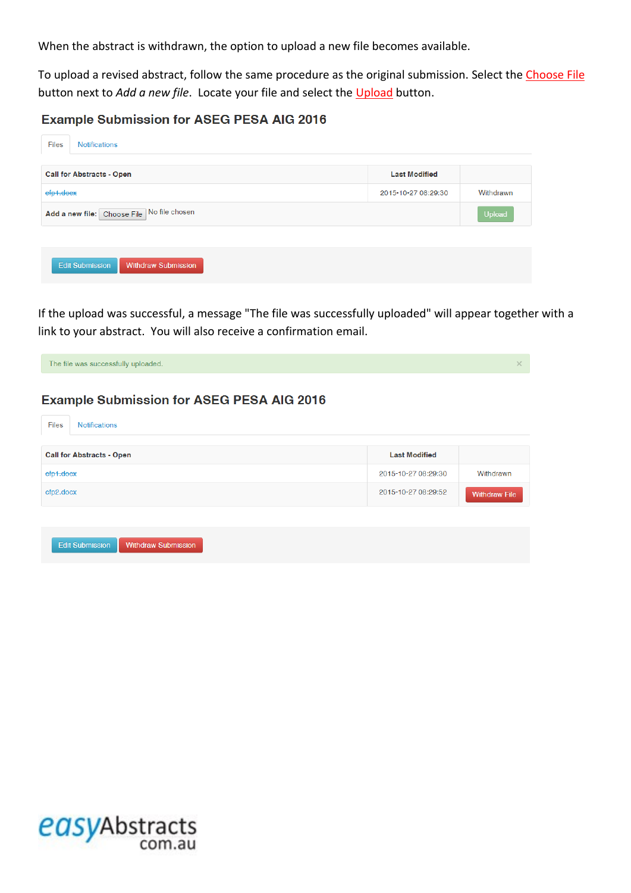When the abstract is withdrawn, the option to upload a new file becomes available.

To upload a revised abstract, follow the same procedure as the original submission. Select the Choose File button next to *Add a new file*. Locate your file and select the Upload button.

### Example Submission for ASEG PESA AIG 2016

Files | Notifications

| Call for Abstracts - Open | Last Modified | |
|---|---|---|
| ~~cfp1.docx~~ | 2015-10-27 08:29:30 | Withdrawn |
| Add a new file: Choose File No file chosen | | Upload |

Edit Submission | Withdraw Submission

If the upload was successful, a message "The file was successfully uploaded" will appear together with a link to your abstract. You will also receive a confirmation email.

The file was successfully uploaded. ×

### Example Submission for ASEG PESA AIG 2016

Files | Notifications

| Call for Abstracts - Open | Last Modified | |
|---|---|---|
| ~~cfp1.docx~~ | 2015-10-27 08:29:30 | Withdrawn |
| cfp2.docx | 2015-10-27 08:29:52 | Withdraw File |

Edit Submission | Withdraw Submission

easyAbstracts com.au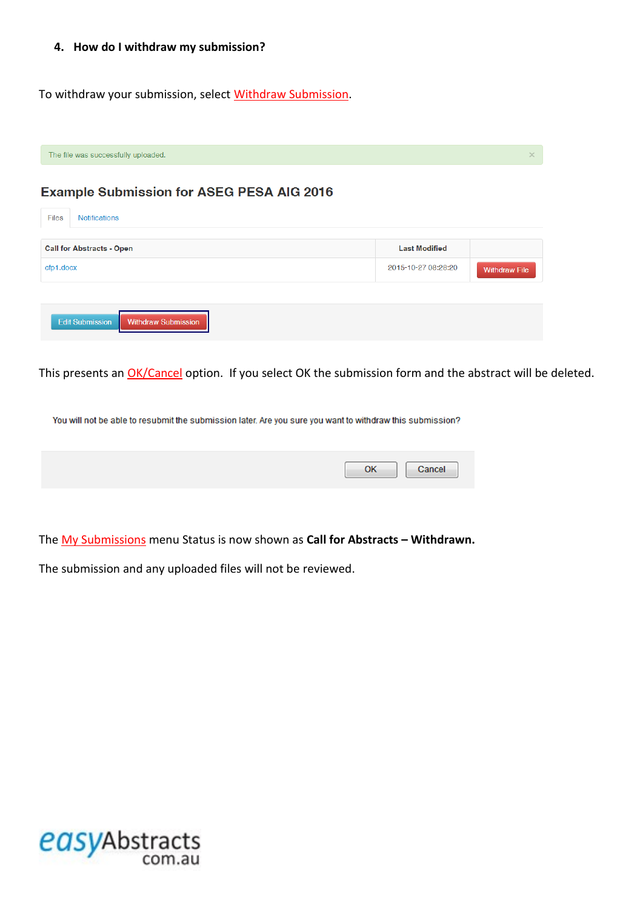### 4. How do I withdraw my submission?

To withdraw your submission, select Withdraw Submission.

The file was successfully uploaded.

**Example Submission for ASEG PESA AIG 2016**

Files | Notifications

| Call for Abstracts - Open | Last Modified | |
|---|---|---|
| cfp1.docx | 2015-10-27 08:28:20 | Withdraw File |

Edit Submission | Withdraw Submission

This presents an OK/Cancel option. If you select OK the submission form and the abstract will be deleted.

You will not be able to resubmit the submission later. Are you sure you want to withdraw this submission?

OK | Cancel

The My Submissions menu Status is now shown as **Call for Abstracts – Withdrawn.**

The submission and any uploaded files will not be reviewed.

easyAbstracts com.au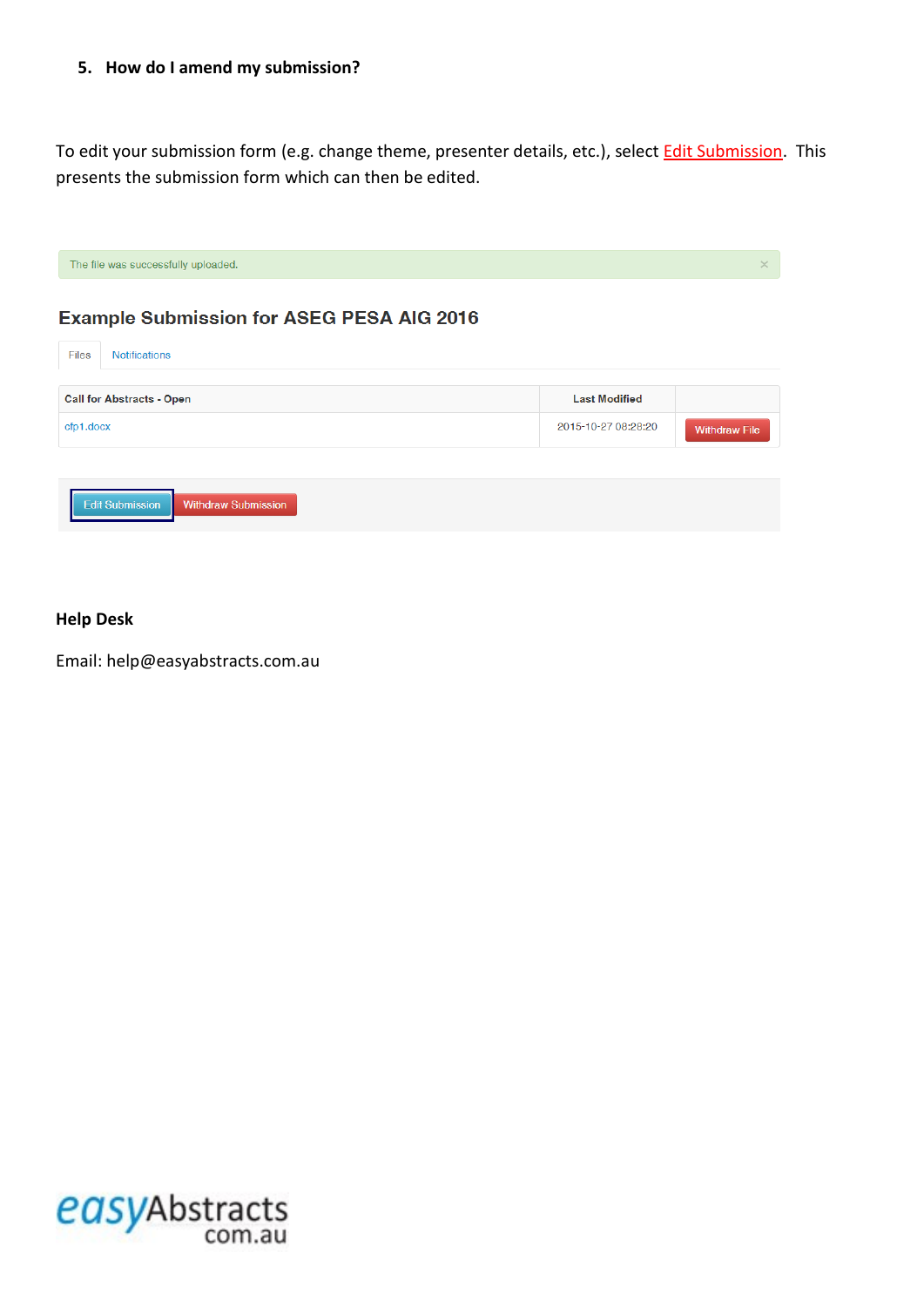## 5. How do I amend my submission?

To edit your submission form (e.g. change theme, presenter details, etc.), select Edit Submission. This presents the submission form which can then be edited.

The file was successfully uploaded. ×

### Example Submission for ASEG PESA AIG 2016

Files Notifications

| Call for Abstracts - Open | Last Modified | |
|---|---|---|
| cfp1.docx | 2015-10-27 08:28:20 | Withdraw File |

Edit Submission Withdraw Submission

**Help Desk**

Email: help@easyabstracts.com.au

easyAbstracts com.au